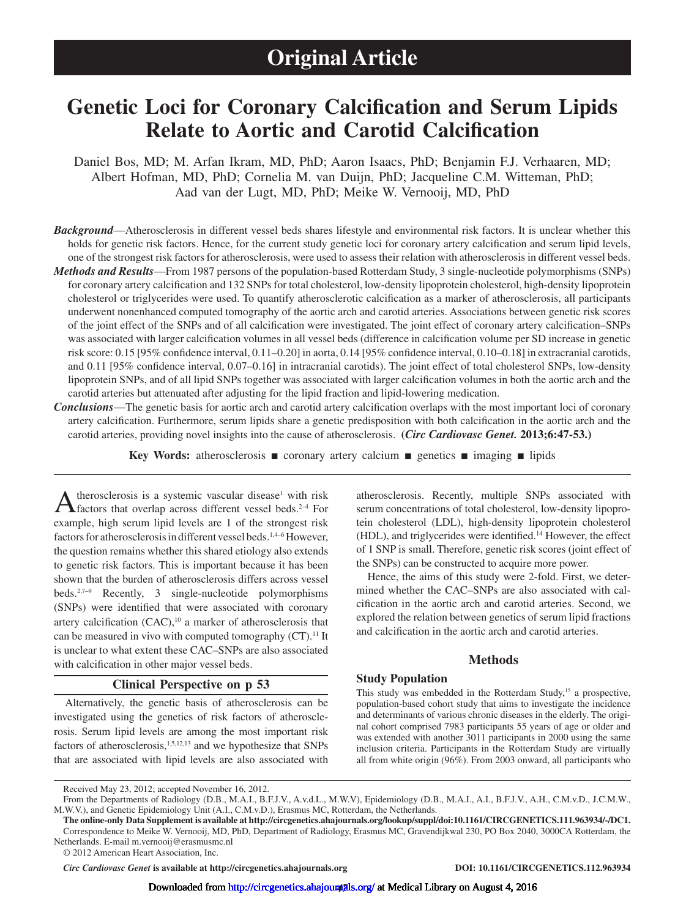# Original Article

# Genetic Loci for Coronary Calcification and Serum Lipids Relate to Aortic and Carotid Calcification

Daniel Bos, MD; M. Arfan Ikram, MD, PhD; Aaron Isaacs, PhD; Benjamin F.J. Verhaaren, MD; Albert Hofman, MD, PhD; Cornelia M. van Duijn, PhD; Jacqueline C.M. Witteman, PhD; Aad van der Lugt, MD, PhD; Meike W. Vernooij, MD, PhD

***Background*****—**Atherosclerosis in different vessel beds shares lifestyle and environmental risk factors. It is unclear whether this holds for genetic risk factors. Hence, for the current study genetic loci for coronary artery calcification and serum lipid levels, one of the strongest risk factors for atherosclerosis, were used to assess their relation with atherosclerosis in different vessel beds.

***Methods and Results*****—**From 1987 persons of the population-based Rotterdam Study, 3 single-nucleotide polymorphisms (SNPs) for coronary artery calcification and 132 SNPs for total cholesterol, low-density lipoprotein cholesterol, high-density lipoprotein cholesterol or triglycerides were used. To quantify atherosclerotic calcification as a marker of atherosclerosis, all participants underwent nonenhanced computed tomography of the aortic arch and carotid arteries. Associations between genetic risk scores of the joint effect of the SNPs and of all calcification were investigated. The joint effect of coronary artery calcification–SNPs was associated with larger calcification volumes in all vessel beds (difference in calcification volume per SD increase in genetic risk score: 0.15 [95% confidence interval, 0.11–0.20] in aorta, 0.14 [95% confidence interval, 0.10–0.18] in extracranial carotids, and 0.11 [95% confidence interval, 0.07–0.16] in intracranial carotids). The joint effect of total cholesterol SNPs, low-density lipoprotein SNPs, and of all lipid SNPs together was associated with larger calcification volumes in both the aortic arch and the carotid arteries but attenuated after adjusting for the lipid fraction and lipid-lowering medication.

***Conclusions*****—**The genetic basis for aortic arch and carotid artery calcification overlaps with the most important loci of coronary artery calcification. Furthermore, serum lipids share a genetic predisposition with both calcification in the aortic arch and the carotid arteries, providing novel insights into the cause of atherosclerosis. **(*Circ Cardiovasc Genet.* 2013;6:47-53.)**

**Key Words:** atherosclerosis ■ coronary artery calcium ■ genetics ■ imaging ■ lipids

Atherosclerosis is a systemic vascular disease[1] with risk factors that overlap across different vessel beds.[2–4] For example, high serum lipid levels are 1 of the strongest risk factors for atherosclerosis in different vessel beds.[1,4–6] However, the question remains whether this shared etiology also extends to genetic risk factors. This is important because it has been shown that the burden of atherosclerosis differs across vessel beds.[2,7–9] Recently, 3 single-nucleotide polymorphisms (SNPs) were identified that were associated with coronary artery calcification (CAC),[10] a marker of atherosclerosis that can be measured in vivo with computed tomography (CT).[11] It is unclear to what extent these CAC–SNPs are also associated with calcification in other major vessel beds.

**Clinical Perspective on p 53**

Alternatively, the genetic basis of atherosclerosis can be investigated using the genetics of risk factors of atherosclerosis. Serum lipid levels are among the most important risk factors of atherosclerosis,[1,5,12,13] and we hypothesize that SNPs that are associated with lipid levels are also associated with atherosclerosis. Recently, multiple SNPs associated with serum concentrations of total cholesterol, low-density lipoprotein cholesterol (LDL), high-density lipoprotein cholesterol (HDL), and triglycerides were identified.[14] However, the effect of 1 SNP is small. Therefore, genetic risk scores (joint effect of the SNPs) can be constructed to acquire more power.

Hence, the aims of this study were 2-fold. First, we determined whether the CAC–SNPs are also associated with calcification in the aortic arch and carotid arteries. Second, we explored the relation between genetics of serum lipid fractions and calcification in the aortic arch and carotid arteries.

## Methods

### Study Population

This study was embedded in the Rotterdam Study,[15] a prospective, population-based cohort study that aims to investigate the incidence and determinants of various chronic diseases in the elderly. The original cohort comprised 7983 participants 55 years of age or older and was extended with another 3011 participants in 2000 using the same inclusion criteria. Participants in the Rotterdam Study are virtually all from white origin (96%). From 2003 onward, all participants who

Received May 23, 2012; accepted November 16, 2012.

From the Departments of Radiology (D.B., M.A.I., B.F.J.V., A.v.d.L., M.W.V), Epidemiology (D.B., M.A.I., A.I., B.F.J.V., A.H., C.M.v.D., J.C.M.W., M.W.V.), and Genetic Epidemiology Unit (A.I., C.M.v.D.), Erasmus MC, Rotterdam, the Netherlands.

**The online-only Data Supplement is available at http://circgenetics.ahajournals.org/lookup/suppl/doi:10.1161/CIRCGENETICS.111.963934/-/DC1.**

Correspondence to Meike W. Vernooij, MD, PhD, Department of Radiology, Erasmus MC, Gravendijkwal 230, PO Box 2040, 3000CA Rotterdam, the Netherlands. E-mail m.vernooij@erasmusmc.nl

© 2012 American Heart Association, Inc.

*Circ Cardiovasc Genet* **is available at http://circgenetics.ahajournals.org** DOI: 10.1161/CIRCGENETICS.112.963934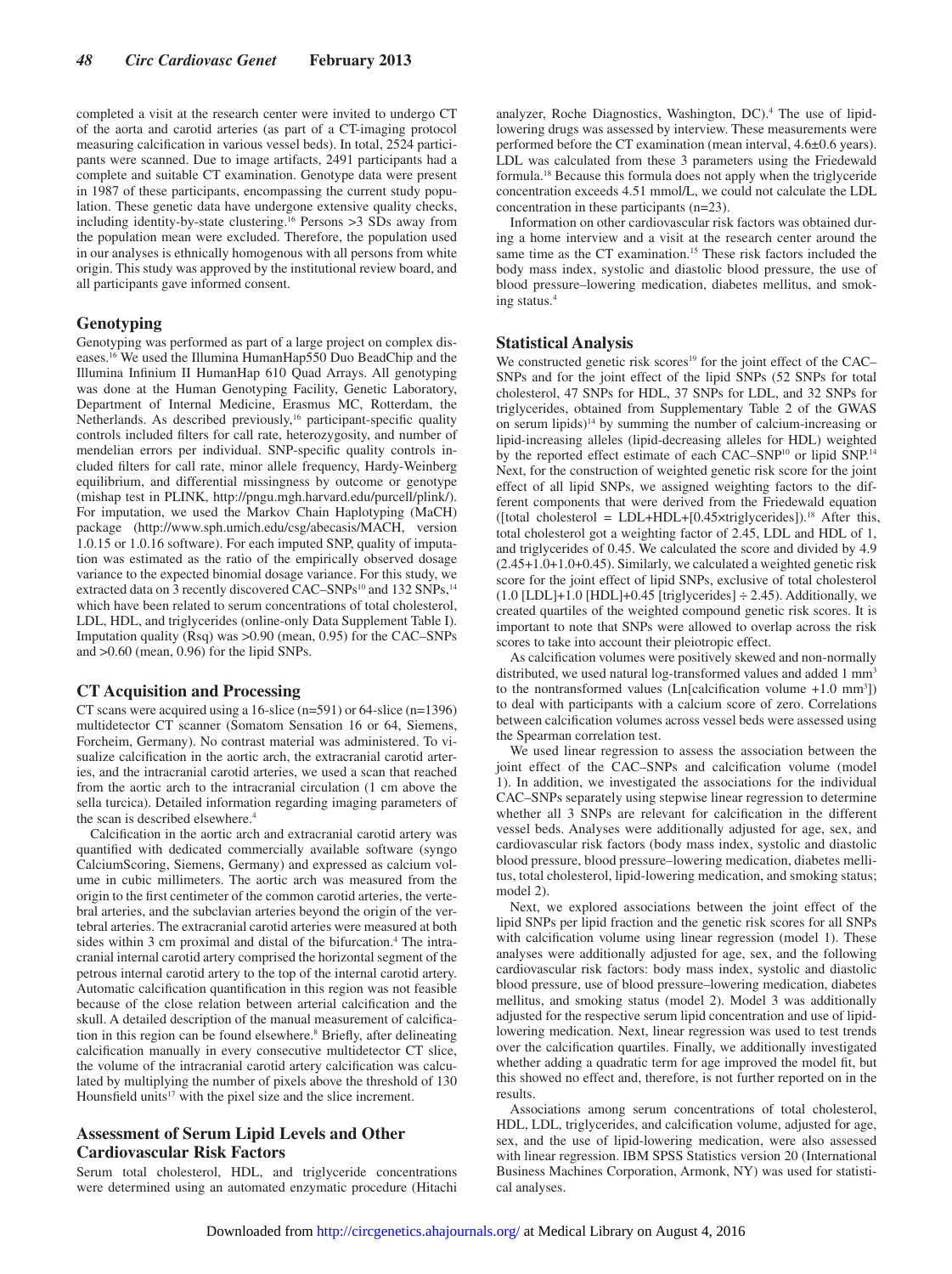completed a visit at the research center were invited to undergo CT of the aorta and carotid arteries (as part of a CT-imaging protocol measuring calcification in various vessel beds). In total, 2524 participants were scanned. Due to image artifacts, 2491 participants had a complete and suitable CT examination. Genotype data were present in 1987 of these participants, encompassing the current study population. These genetic data have undergone extensive quality checks, including identity-by-state clustering.[16] Persons >3 SDs away from the population mean were excluded. Therefore, the population used in our analyses is ethnically homogenous with all persons from white origin. This study was approved by the institutional review board, and all participants gave informed consent.

## Genotyping

Genotyping was performed as part of a large project on complex diseases.[16] We used the Illumina HumanHap550 Duo BeadChip and the Illumina Infinium II HumanHap 610 Quad Arrays. All genotyping was done at the Human Genotyping Facility, Genetic Laboratory, Department of Internal Medicine, Erasmus MC, Rotterdam, the Netherlands. As described previously,[16] participant-specific quality controls included filters for call rate, heterozygosity, and number of mendelian errors per individual. SNP-specific quality controls included filters for call rate, minor allele frequency, Hardy-Weinberg equilibrium, and differential missingness by outcome or genotype (mishap test in PLINK, http://pngu.mgh.harvard.edu/purcell/plink/). For imputation, we used the Markov Chain Haplotyping (MaCH) package (http://www.sph.umich.edu/csg/abecasis/MACH, version 1.0.15 or 1.0.16 software). For each imputed SNP, quality of imputation was estimated as the ratio of the empirically observed dosage variance to the expected binomial dosage variance. For this study, we extracted data on 3 recently discovered CAC–SNPs[10] and 132 SNPs,[14] which have been related to serum concentrations of total cholesterol, LDL, HDL, and triglycerides (online-only Data Supplement Table I). Imputation quality (Rsq) was >0.90 (mean, 0.95) for the CAC–SNPs and >0.60 (mean, 0.96) for the lipid SNPs.

## CT Acquisition and Processing

CT scans were acquired using a 16-slice (n=591) or 64-slice (n=1396) multidetector CT scanner (Somatom Sensation 16 or 64, Siemens, Forcheim, Germany). No contrast material was administered. To visualize calcification in the aortic arch, the extracranial carotid arteries, and the intracranial carotid arteries, we used a scan that reached from the aortic arch to the intracranial circulation (1 cm above the sella turcica). Detailed information regarding imaging parameters of the scan is described elsewhere.[4]

Calcification in the aortic arch and extracranial carotid artery was quantified with dedicated commercially available software (syngo CalciumScoring, Siemens, Germany) and expressed as calcium volume in cubic millimeters. The aortic arch was measured from the origin to the first centimeter of the common carotid arteries, the vertebral arteries, and the subclavian arteries beyond the origin of the vertebral arteries. The extracranial carotid arteries were measured at both sides within 3 cm proximal and distal of the bifurcation.[4] The intracranial internal carotid artery comprised the horizontal segment of the petrous internal carotid artery to the top of the internal carotid artery. Automatic calcification quantification in this region was not feasible because of the close relation between arterial calcification and the skull. A detailed description of the manual measurement of calcification in this region can be found elsewhere.[8] Briefly, after delineating calcification manually in every consecutive multidetector CT slice, the volume of the intracranial carotid artery calcification was calculated by multiplying the number of pixels above the threshold of 130 Hounsfield units[17] with the pixel size and the slice increment.

## Assessment of Serum Lipid Levels and Other Cardiovascular Risk Factors

Serum total cholesterol, HDL, and triglyceride concentrations were determined using an automated enzymatic procedure (Hitachi analyzer, Roche Diagnostics, Washington, DC).[4] The use of lipid-lowering drugs was assessed by interview. These measurements were performed before the CT examination (mean interval, 4.6±0.6 years). LDL was calculated from these 3 parameters using the Friedewald formula.[18] Because this formula does not apply when the triglyceride concentration exceeds 4.51 mmol/L, we could not calculate the LDL concentration in these participants (n=23).

Information on other cardiovascular risk factors was obtained during a home interview and a visit at the research center around the same time as the CT examination.[15] These risk factors included the body mass index, systolic and diastolic blood pressure, the use of blood pressure–lowering medication, diabetes mellitus, and smoking status.[4]

## Statistical Analysis

We constructed genetic risk scores[19] for the joint effect of the CAC–SNPs and for the joint effect of the lipid SNPs (52 SNPs for total cholesterol, 47 SNPs for HDL, 37 SNPs for LDL, and 32 SNPs for triglycerides, obtained from Supplementary Table 2 of the GWAS on serum lipids)[14] by summing the number of calcium-increasing or lipid-increasing alleles (lipid-decreasing alleles for HDL) weighted by the reported effect estimate of each CAC–SNP[10] or lipid SNP.[14] Next, for the construction of weighted genetic risk score for the joint effect of all lipid SNPs, we assigned weighting factors to the different components that were derived from the Friedewald equation ([total cholesterol = LDL+HDL+[0.45×triglycerides]).[18] After this, total cholesterol got a weighting factor of 2.45, LDL and HDL of 1, and triglycerides of 0.45. We calculated the score and divided by 4.9 (2.45+1.0+1.0+0.45). Similarly, we calculated a weighted genetic risk score for the joint effect of all lipid SNPs, exclusive of total cholesterol (1.0 [LDL]+1.0 [HDL]+0.45 [triglycerides] ÷ 2.45). Additionally, we created quartiles of the weighted compound genetic risk scores. It is important to note that SNPs were allowed to overlap across the risk scores to take into account their pleiotropic effect.

As calcification volumes were positively skewed and non-normally distributed, we used natural log-transformed values and added 1 $mm^3$ to the nontransformed values (Ln[calcification volume +1.0 $mm^3$]) to deal with participants with a calcium score of zero. Correlations between calcification volumes across vessel beds were assessed using the Spearman correlation test.

We used linear regression to assess the association between the joint effect of the CAC–SNPs and calcification volume (model 1). In addition, we investigated the associations for the individual CAC–SNPs separately using stepwise linear regression to determine whether all 3 SNPs are relevant for calcification in the different vessel beds. Analyses were additionally adjusted for age, sex, and cardiovascular risk factors (body mass index, systolic and diastolic blood pressure, blood pressure–lowering medication, diabetes mellitus, total cholesterol, lipid-lowering medication, and smoking status; model 2).

Next, we explored associations between the joint effect of the lipid SNPs per lipid fraction and the genetic risk scores for all SNPs with calcification volume using linear regression (model 1). These analyses were additionally adjusted for age, sex, and the following cardiovascular risk factors: body mass index, systolic and diastolic blood pressure, use of blood pressure–lowering medication, diabetes mellitus, and smoking status (model 2). Model 3 was additionally adjusted for the respective serum lipid concentration and use of lipid-lowering medication. Next, linear regression was used to test trends over the calcification quartiles. Finally, we additionally investigated whether adding a quadratic term for age improved the model fit, but this showed no effect and, therefore, is not further reported on in the results.

Associations among serum concentrations of total cholesterol, HDL, LDL, triglycerides, and calcification volume, adjusted for age, sex, and the use of lipid-lowering medication, were also assessed with linear regression. IBM SPSS Statistics version 20 (International Business Machines Corporation, Armonk, NY) was used for statistical analyses.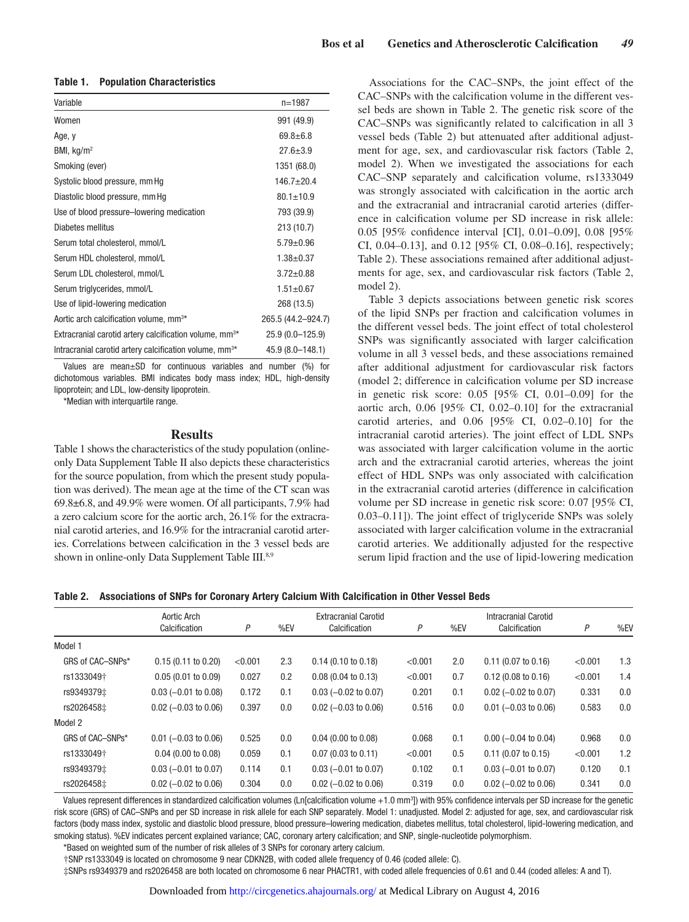**Table 1. Population Characteristics**

| Variable | n=1987 |
|---|---|
| Women | 991 (49.9) |
| Age, y | 69.8±6.8 |
| BMI, kg/m² | 27.6±3.9 |
| Smoking (ever) | 1351 (68.0) |
| Systolic blood pressure, mm Hg | 146.7±20.4 |
| Diastolic blood pressure, mm Hg | 80.1±10.9 |
| Use of blood pressure–lowering medication | 793 (39.9) |
| Diabetes mellitus | 213 (10.7) |
| Serum total cholesterol, mmol/L | 5.79±0.96 |
| Serum HDL cholesterol, mmol/L | 1.38±0.37 |
| Serum LDL cholesterol, mmol/L | 3.72±0.88 |
| Serum triglycerides, mmol/L | 1.51±0.67 |
| Use of lipid-lowering medication | 268 (13.5) |
| Aortic arch calcification volume, mm³* | 265.5 (44.2–924.7) |
| Extracranial carotid artery calcification volume, mm³* | 25.9 (0.0–125.9) |
| Intracranial carotid artery calcification volume, mm³* | 45.9 (8.0–148.1) |

Values are mean±SD for continuous variables and number (%) for dichotomous variables. BMI indicates body mass index; HDL, high-density lipoprotein; and LDL, low-density lipoprotein.

*Median with interquartile range.

## Results

Table 1 shows the characteristics of the study population (online-only Data Supplement Table II also depicts these characteristics for the source population, from which the present study population was derived). The mean age at the time of the CT scan was 69.8±6.8, and 49.9% were women. Of all participants, 7.9% had a zero calcium score for the aortic arch, 26.1% for the extracranial carotid arteries, and 16.9% for the intracranial carotid arteries. Correlations between calcification in the 3 vessel beds are shown in online-only Data Supplement Table III.[8,9]

Associations for the CAC–SNPs, the joint effect of the CAC–SNPs with the calcification volume in the different vessel beds are shown in Table 2. The genetic risk score of the CAC–SNPs was significantly related to calcification in all 3 vessel beds (Table 2) but attenuated after additional adjustment for age, sex, and cardiovascular risk factors (Table 2, model 2). When we investigated the associations for each CAC–SNP separately and calcification volume, rs1333049 was strongly associated with calcification in the aortic arch and the extracranial and intracranial carotid arteries (difference in calcification volume per SD increase in risk allele: 0.05 [95% confidence interval [CI], 0.01–0.09], 0.08 [95% CI, 0.04–0.13], and 0.12 [95% CI, 0.08–0.16], respectively; Table 2). These associations remained after additional adjustments for age, sex, and cardiovascular risk factors (Table 2, model 2).

Table 3 depicts associations between genetic risk scores of the lipid SNPs per fraction and calcification volumes in the different vessel beds. The joint effect of total cholesterol SNPs was significantly associated with larger calcification volume in all 3 vessel beds, and these associations remained after additional adjustment for cardiovascular risk factors (model 2; difference in calcification volume per SD increase in genetic risk score: 0.05 [95% CI, 0.01–0.09] for the aortic arch, 0.06 [95% CI, 0.02–0.10] for the extracranial carotid arteries, and 0.06 [95% CI, 0.02–0.10] for the intracranial carotid arteries). The joint effect of LDL SNPs was associated with larger calcification volume in the aortic arch and the extracranial carotid arteries, whereas the joint effect of HDL SNPs was only associated with calcification in the extracranial carotid arteries (difference in calcification volume per SD increase in genetic risk score: 0.07 [95% CI, 0.03–0.11]). The joint effect of triglyceride SNPs was solely associated with larger calcification volume in the extracranial carotid arteries. We additionally adjusted for the respective serum lipid fraction and the use of lipid-lowering medication

**Table 2. Associations of SNPs for Coronary Artery Calcium With Calcification in Other Vessel Beds**

| | Aortic Arch Calcification | P | %EV | Extracranial Carotid Calcification | P | %EV | Intracranial Carotid Calcification | P | %EV |
|---|---|---|---|---|---|---|---|---|---|
| Model 1 | | | | | | | | | |
| GRS of CAC–SNPs* | 0.15 (0.11 to 0.20) | <0.001 | 2.3 | 0.14 (0.10 to 0.18) | <0.001 | 2.0 | 0.11 (0.07 to 0.16) | <0.001 | 1.3 |
| rs1333049† | 0.05 (0.01 to 0.09) | 0.027 | 0.2 | 0.08 (0.04 to 0.13) | <0.001 | 0.7 | 0.12 (0.08 to 0.16) | <0.001 | 1.4 |
| rs9349379‡ | 0.03 (−0.01 to 0.08) | 0.172 | 0.1 | 0.03 (−0.02 to 0.07) | 0.201 | 0.1 | 0.02 (−0.02 to 0.07) | 0.331 | 0.0 |
| rs2026458‡ | 0.02 (−0.03 to 0.06) | 0.397 | 0.0 | 0.02 (−0.03 to 0.06) | 0.516 | 0.0 | 0.01 (−0.03 to 0.06) | 0.583 | 0.0 |
| Model 2 | | | | | | | | | |
| GRS of CAC–SNPs* | 0.01 (−0.03 to 0.06) | 0.525 | 0.0 | 0.04 (0.00 to 0.08) | 0.068 | 0.1 | 0.00 (−0.04 to 0.04) | 0.968 | 0.0 |
| rs1333049† | 0.04 (0.00 to 0.08) | 0.059 | 0.1 | 0.07 (0.03 to 0.11) | <0.001 | 0.5 | 0.11 (0.07 to 0.15) | <0.001 | 1.2 |
| rs9349379‡ | 0.03 (−0.01 to 0.07) | 0.114 | 0.1 | 0.03 (−0.01 to 0.07) | 0.102 | 0.1 | 0.03 (−0.01 to 0.07) | 0.120 | 0.1 |
| rs2026458‡ | 0.02 (−0.02 to 0.06) | 0.304 | 0.0 | 0.02 (−0.02 to 0.06) | 0.319 | 0.0 | 0.02 (−0.02 to 0.06) | 0.341 | 0.0 |

Values represent differences in standardized calcification volumes (Ln[calcification volume +1.0 mm³]) with 95% confidence intervals per SD increase for the genetic risk score (GRS) of CAC–SNPs and per SD increase in risk allele for each SNP separately. Model 1: unadjusted. Model 2: adjusted for age, sex, and cardiovascular risk factors (body mass index, systolic and diastolic blood pressure, blood pressure–lowering medication, diabetes mellitus, total cholesterol, lipid-lowering medication, and smoking status). %EV indicates percent explained variance; CAC, coronary artery calcification; and SNP, single-nucleotide polymorphism.

*Based on weighted sum of the number of risk alleles of 3 SNPs for coronary artery calcium.

†SNP rs1333049 is located on chromosome 9 near CDKN2B, with coded allele frequency of 0.46 (coded allele: C).

‡SNPs rs9349379 and rs2026458 are both located on chromosome 6 near PHACTR1, with coded allele frequencies of 0.61 and 0.44 (coded alleles: A and T).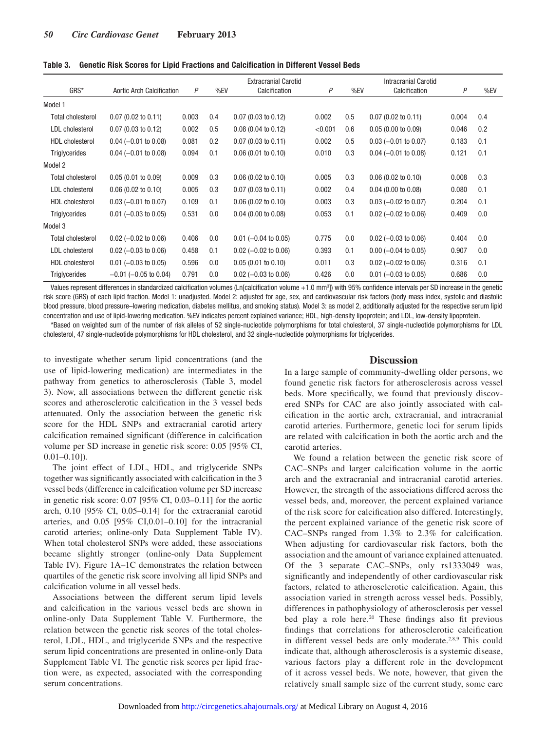**Table 3. Genetic Risk Scores for Lipid Fractions and Calcification in Different Vessel Beds**

| GRS* | Aortic Arch Calcification | P | %EV | Extracranial Carotid Calcification | P | %EV | Intracranial Carotid Calcification | P | %EV |
|---|---|---|---|---|---|---|---|---|---|
| Model 1 | | | | | | | | | |
| Total cholesterol | 0.07 (0.02 to 0.11) | 0.003 | 0.4 | 0.07 (0.03 to 0.12) | 0.002 | 0.5 | 0.07 (0.02 to 0.11) | 0.004 | 0.4 |
| LDL cholesterol | 0.07 (0.03 to 0.12) | 0.002 | 0.5 | 0.08 (0.04 to 0.12) | <0.001 | 0.6 | 0.05 (0.00 to 0.09) | 0.046 | 0.2 |
| HDL cholesterol | 0.04 (−0.01 to 0.08) | 0.081 | 0.2 | 0.07 (0.03 to 0.11) | 0.002 | 0.5 | 0.03 (−0.01 to 0.07) | 0.183 | 0.1 |
| Triglycerides | 0.04 (−0.01 to 0.08) | 0.094 | 0.1 | 0.06 (0.01 to 0.10) | 0.010 | 0.3 | 0.04 (−0.01 to 0.08) | 0.121 | 0.1 |
| Model 2 | | | | | | | | | |
| Total cholesterol | 0.05 (0.01 to 0.09) | 0.009 | 0.3 | 0.06 (0.02 to 0.10) | 0.005 | 0.3 | 0.06 (0.02 to 0.10) | 0.008 | 0.3 |
| LDL cholesterol | 0.06 (0.02 to 0.10) | 0.005 | 0.3 | 0.07 (0.03 to 0.11) | 0.002 | 0.4 | 0.04 (0.00 to 0.08) | 0.080 | 0.1 |
| HDL cholesterol | 0.03 (−0.01 to 0.07) | 0.109 | 0.1 | 0.06 (0.02 to 0.10) | 0.003 | 0.3 | 0.03 (−0.02 to 0.07) | 0.204 | 0.1 |
| Triglycerides | 0.01 (−0.03 to 0.05) | 0.531 | 0.0 | 0.04 (0.00 to 0.08) | 0.053 | 0.1 | 0.02 (−0.02 to 0.06) | 0.409 | 0.0 |
| Model 3 | | | | | | | | | |
| Total cholesterol | 0.02 (−0.02 to 0.06) | 0.406 | 0.0 | 0.01 (−0.04 to 0.05) | 0.775 | 0.0 | 0.02 (−0.03 to 0.06) | 0.404 | 0.0 |
| LDL cholesterol | 0.02 (−0.03 to 0.06) | 0.458 | 0.1 | 0.02 (−0.02 to 0.06) | 0.393 | 0.1 | 0.00 (−0.04 to 0.05) | 0.907 | 0.0 |
| HDL cholesterol | 0.01 (−0.03 to 0.05) | 0.596 | 0.0 | 0.05 (0.01 to 0.10) | 0.011 | 0.3 | 0.02 (−0.02 to 0.06) | 0.316 | 0.1 |
| Triglycerides | −0.01 (−0.05 to 0.04) | 0.791 | 0.0 | 0.02 (−0.03 to 0.06) | 0.426 | 0.0 | 0.01 (−0.03 to 0.05) | 0.686 | 0.0 |

Values represent differences in standardized calcification volumes (Ln[calcification volume +1.0 mm$^3$]) with 95% confidence intervals per SD increase in the genetic risk score (GRS) of each lipid fraction. Model 1: unadjusted. Model 2: adjusted for age, sex, and cardiovascular risk factors (body mass index, systolic and diastolic blood pressure, blood pressure–lowering medication, diabetes mellitus, and smoking status). Model 3: as model 2, additionally adjusted for the respective serum lipid concentration and use of lipid-lowering medication. %EV indicates percent explained variance; HDL, high-density lipoprotein; and LDL, low-density lipoprotein.

*Based on weighted sum of the number of risk alleles of 52 single-nucleotide polymorphisms for total cholesterol, 37 single-nucleotide polymorphisms for LDL cholesterol, 47 single-nucleotide polymorphisms for HDL cholesterol, and 32 single-nucleotide polymorphisms for triglycerides.

to investigate whether serum lipid concentrations (and the use of lipid-lowering medication) are intermediates in the pathway from genetics to atherosclerosis (Table 3, model 3). Now, all associations between the different genetic risk scores and atherosclerotic calcification in the 3 vessel beds attenuated. Only the association between the genetic risk score for the HDL SNPs and extracranial carotid artery calcification remained significant (difference in calcification volume per SD increase in genetic risk score: 0.05 [95% CI, 0.01–0.10]).

The joint effect of LDL, HDL, and triglyceride SNPs together was significantly associated with calcification in the 3 vessel beds (difference in calcification volume per SD increase in genetic risk score: 0.07 [95% CI, 0.03–0.11] for the aortic arch, 0.10 [95% CI, 0.05–0.14] for the extracranial carotid arteries, and 0.05 [95% CI,0.01–0.10] for the intracranial carotid arteries; online-only Data Supplement Table IV). When total cholesterol SNPs were added, these associations became slightly stronger (online-only Data Supplement Table IV). Figure 1A–1C demonstrates the relation between quartiles of the genetic risk score involving all lipid SNPs and calcification volume in all vessel beds.

Associations between the different serum lipid levels and calcification in the various vessel beds are shown in online-only Data Supplement Table V. Furthermore, the relation between the genetic risk scores of the total cholesterol, LDL, HDL, and triglyceride SNPs and the respective serum lipid concentrations are presented in online-only Data Supplement Table VI. The genetic risk scores per lipid fraction were, as expected, associated with the corresponding serum concentrations.

## Discussion

In a large sample of community-dwelling older persons, we found genetic risk factors for atherosclerosis across vessel beds. More specifically, we found that previously discovered SNPs for CAC are also jointly associated with calcification in the aortic arch, extracranial, and intracranial carotid arteries. Furthermore, genetic loci for serum lipids are related with calcification in both the aortic arch and the carotid arteries.

We found a relation between the genetic risk score of CAC–SNPs and larger calcification volume in the aortic arch and the extracranial and intracranial carotid arteries. However, the strength of the associations differed across the vessel beds, and, moreover, the percent explained variance of the risk score for calcification also differed. Interestingly, the percent explained variance of the genetic risk score of CAC–SNPs ranged from 1.3% to 2.3% for calcification. When adjusting for cardiovascular risk factors, both the association and the amount of variance explained attenuated. Of the 3 separate CAC–SNPs, only rs1333049 was, significantly and independently of other cardiovascular risk factors, related to atherosclerotic calcification. Again, this association varied in strength across vessel beds. Possibly, differences in pathophysiology of atherosclerosis per vessel bed play a role here.[20] These findings also fit previous findings that correlations for atherosclerotic calcification in different vessel beds are only moderate.[2,8,9] This could indicate that, although atherosclerosis is a systemic disease, various factors play a different role in the development of it across vessel beds. We note, however, that given the relatively small sample size of the current study, some care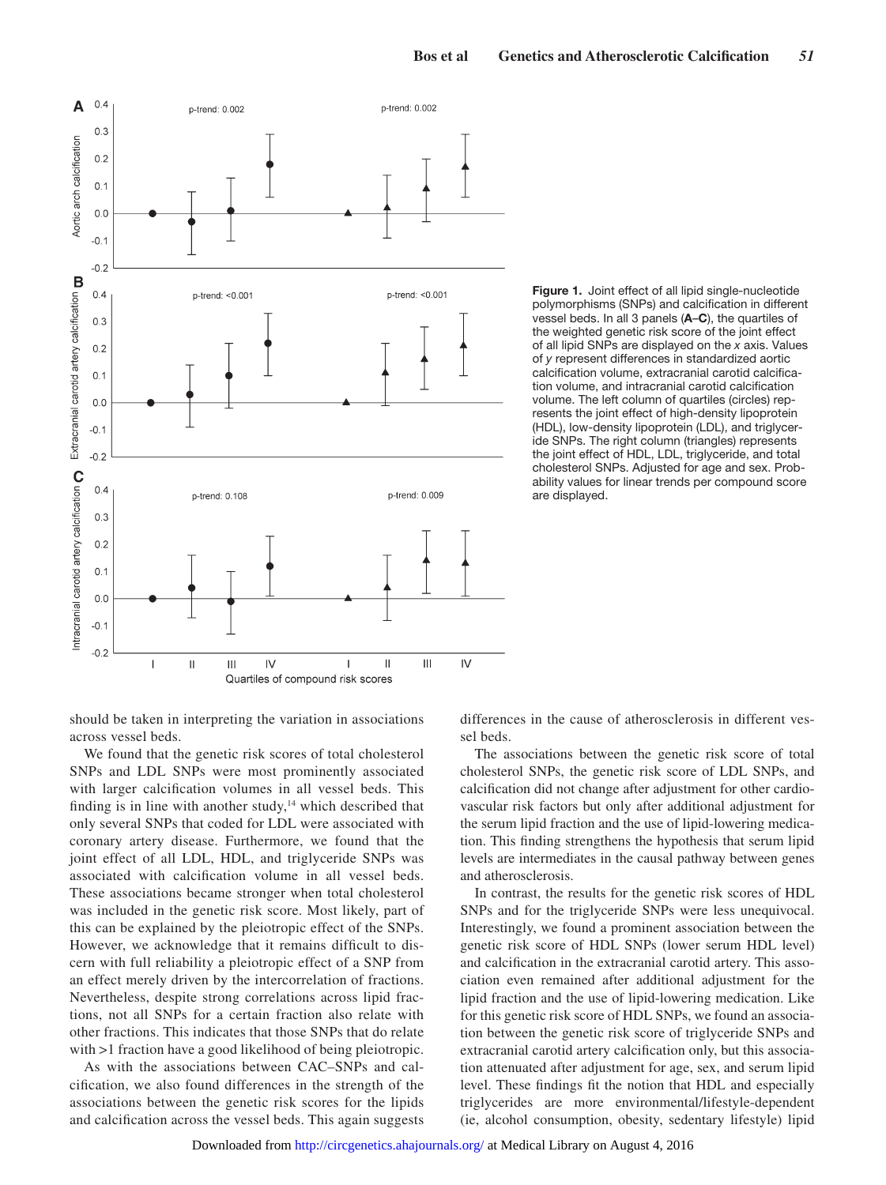A
Aortic arch calcification
0.4
0.3
0.2
0.1
0.0
-0.1
-0.2
p-trend: 0.002
p-trend: 0.002

B
Extracranial carotid artery calcification
0.4
0.3
0.2
0.1
0.0
-0.1
-0.2
p-trend: <0.001
p-trend: <0.001

C
Intracranial carotid artery calcification
0.4
0.3
0.2
0.1
0.0
-0.1
-0.2
p-trend: 0.108
p-trend: 0.009

I II III IV I II III IV
Quartiles of compound risk scores

**Figure 1.** Joint effect of all lipid single-nucleotide polymorphisms (SNPs) and calcification in different vessel beds. In all 3 panels (**A**–**C**), the quartiles of the weighted genetic risk score of the joint effect of all lipid SNPs are displayed on the *x* axis. Values of *y* represent differences in standardized aortic calcification volume, extracranial carotid calcification volume, and intracranial carotid calcification volume. The left column of quartiles (circles) represents the joint effect of high-density lipoprotein (HDL), low-density lipoprotein (LDL), and triglyceride SNPs. The right column (triangles) represents the joint effect of HDL, LDL, triglyceride, and total cholesterol SNPs. Adjusted for age and sex. Probability values for linear trends per compound score are displayed.

should be taken in interpreting the variation in associations across vessel beds.

We found that the genetic risk scores of total cholesterol SNPs and LDL SNPs were most prominently associated with larger calcification volumes in all vessel beds. This finding is in line with another study,[14] which described that only several SNPs that coded for LDL were associated with coronary artery disease. Furthermore, we found that the joint effect of all LDL, HDL, and triglyceride SNPs was associated with calcification volume in all vessel beds. These associations became stronger when total cholesterol was included in the genetic risk score. Most likely, part of this can be explained by the pleiotropic effect of the SNPs. However, we acknowledge that it remains difficult to discern with full reliability a pleiotropic effect of a SNP from an effect merely driven by the intercorrelation of fractions. Nevertheless, despite strong correlations across lipid fractions, not all SNPs for a certain fraction also relate with other fractions. This indicates that those SNPs that do relate with >1 fraction have a good likelihood of being pleiotropic.

As with the associations between CAC–SNPs and calcification, we also found differences in the strength of the associations between the genetic risk scores for the lipids and calcification across the vessel beds. This again suggests differences in the cause of atherosclerosis in different vessel beds.

The associations between the genetic risk score of total cholesterol SNPs, the genetic risk score of LDL SNPs, and calcification did not change after adjustment for other cardiovascular risk factors but only after additional adjustment for the serum lipid fraction and the use of lipid-lowering medication. This finding strengthens the hypothesis that serum lipid levels are intermediates in the causal pathway between genes and atherosclerosis.

In contrast, the results for the genetic risk scores of HDL SNPs and for the triglyceride SNPs were less unequivocal. Interestingly, we found a prominent association between the genetic risk score of HDL SNPs (lower serum HDL level) and calcification in the extracranial carotid artery. This association even remained after additional adjustment for the lipid fraction and the use of lipid-lowering medication. Like for this genetic risk score of HDL SNPs, we found an association between the genetic risk score of triglyceride SNPs and extracranial carotid artery calcification only, but this association attenuated after adjustment for age, sex, and serum lipid level. These findings fit the notion that HDL and especially triglycerides are more environmental/lifestyle-dependent (ie, alcohol consumption, obesity, sedentary lifestyle) lipid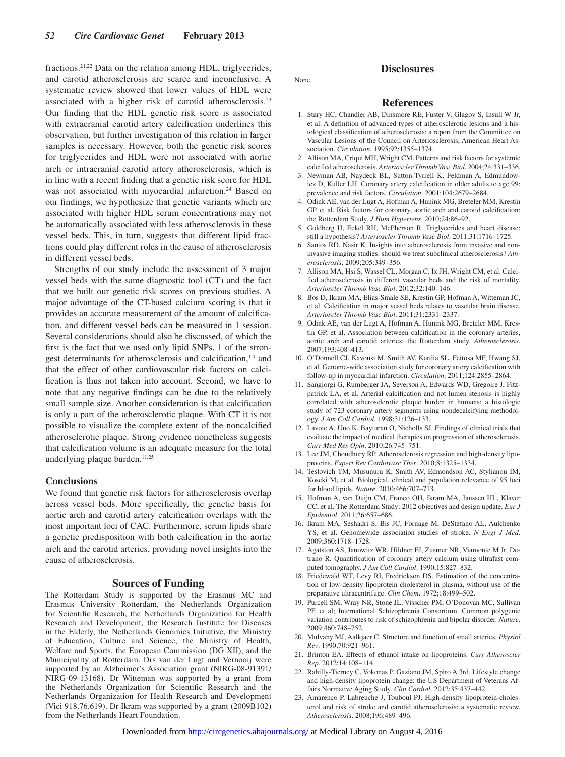fractions.[21,22] Data on the relation among HDL, triglycerides, and carotid atherosclerosis are scarce and inconclusive. A systematic review showed that lower values of HDL were associated with a higher risk of carotid atherosclerosis.[23] Our finding that the HDL genetic risk score is associated with extracranial carotid artery calcification underlines this observation, but further investigation of this relation in larger samples is necessary. However, both the genetic risk scores for triglycerides and HDL were not associated with aortic arch or intracranial carotid artery atherosclerosis, which is in line with a recent finding that a genetic risk score for HDL was not associated with myocardial infarction.[24] Based on our findings, we hypothesize that genetic variants which are associated with higher HDL serum concentrations may not be automatically associated with less atherosclerosis in these vessel beds. This, in turn, suggests that different lipid fractions could play different roles in the cause of atherosclerosis in different vessel beds.

Strengths of our study include the assessment of 3 major vessel beds with the same diagnostic tool (CT) and the fact that we built our genetic risk scores on previous studies. A major advantage of the CT-based calcium scoring is that it provides an accurate measurement of the amount of calcification, and different vessel beds can be measured in 1 session. Several considerations should also be discussed, of which the first is the fact that we used only lipid SNPs, 1 of the strongest determinants for atherosclerosis and calcification,[1,4] and that the effect of other cardiovascular risk factors on calcification is thus not taken into account. Second, we have to note that any negative findings can be due to the relatively small sample size. Another consideration is that calcification is only a part of the atherosclerotic plaque. With CT it is not possible to visualize the complete extent of the noncalcified atherosclerotic plaque. Strong evidence nonetheless suggests that calcification volume is an adequate measure for the total underlying plaque burden.[11,25]

## Conclusions

We found that genetic risk factors for atherosclerosis overlap across vessel beds. More specifically, the genetic basis for aortic arch and carotid artery calcification overlaps with the most important loci of CAC. Furthermore, serum lipids share a genetic predisposition with both calcification in the aortic arch and the carotid arteries, providing novel insights into the cause of atherosclerosis.

## Sources of Funding

The Rotterdam Study is supported by the Erasmus MC and Erasmus University Rotterdam, the Netherlands Organization for Scientific Research, the Netherlands Organization for Health Research and Development, the Research Institute for Diseases in the Elderly, the Netherlands Genomics Initiative, the Ministry of Education, Culture and Science, the Ministry of Health, Welfare and Sports, the European Commission (DG XII), and the Municipality of Rotterdam. Drs van der Lugt and Vernooij were supported by an Alzheimer's Association grant (NIRG-08-91391/NIRG-09-13168). Dr Witteman was supported by a grant from the Netherlands Organization for Scientific Research and the Netherlands Organization for Health Research and Development (Vici 918.76.619). Dr Ikram was supported by a grant (2009B102) from the Netherlands Heart Foundation.

## Disclosures

None.

## References

1. Stary HC, Chandler AB, Dinsmore RE, Fuster V, Glagov S, Insull W Jr, et al. A definition of advanced types of atherosclerotic lesions and a histological classification of atherosclerosis: a report from the Committee on Vascular Lesions of the Council on Arteriosclerosis, American Heart Association. *Circulation*. 1995;92:1355–1374.
2. Allison MA, Criqui MH, Wright CM. Patterns and risk factors for systemic calcified atherosclerosis. *Arterioscler Thromb Vasc Biol*. 2004;24:331–336.
3. Newman AB, Naydeck BL, Sutton-Tyrrell K, Feldman A, Edmundowicz D, Kuller LH. Coronary artery calcification in older adults to age 99: prevalence and risk factors. *Circulation*. 2001;104:2679–2684.
4. Odink AE, van der Lugt A, Hofman A, Hunink MG, Breteler MM, Krestin GP, et al. Risk factors for coronary, aortic arch and carotid calcification: the Rotterdam Study. *J Hum Hypertens*. 2010;24:86–92.
5. Goldberg IJ, Eckel RH, McPherson R. Triglycerides and heart disease: still a hypothesis? *Arterioscler Thromb Vasc Biol*. 2011;31:1716–1725.
6. Santos RD, Nasir K. Insights into atherosclerosis from invasive and non-invasive imaging studies: should we treat subclinical atherosclerosis? *Atherosclerosis*. 2009;205:349–356.
7. Allison MA, Hsi S, Wassel CL, Morgan C, Ix JH, Wright CM, et al. Calcified atherosclerosis in different vascular beds and the risk of mortality. *Arterioscler Thromb Vasc Biol*. 2012;32:140–146.
8. Bos D, Ikram MA, Elias-Smale SE, Krestin GP, Hofman A, Witteman JC, et al. Calcification in major vessel beds relates to vascular brain disease. *Arterioscler Thromb Vasc Biol*. 2011;31:2331–2337.
9. Odink AE, van der Lugt A, Hofman A, Hunink MG, Breteler MM, Krestin GP, et al. Association between calcification in the coronary arteries, aortic arch and carotid arteries: the Rotterdam study. *Atherosclerosis*. 2007;193:408–413.
10. O'Donnell CJ, Kavousi M, Smith AV, Kardia SL, Feitosa MF, Hwang SJ, et al. Genome-wide association study for coronary artery calcification with follow-up in myocardial infarction. *Circulation*. 2011;124:2855–2864.
11. Sangiorgi G, Rumberger JA, Severson A, Edwards WD, Gregoire J, Fitzpatrick LA, et al. Arterial calcification and not lumen stenosis is highly correlated with atherosclerotic plaque burden in humans: a histologic study of 723 coronary artery segments using nondecalcifying methodology. *J Am Coll Cardiol*. 1998;31:126–133.
12. Lavoie A, Uno K, Bayturan O, Nicholls SJ. Findings of clinical trials that evaluate the impact of medical therapies on progression of atherosclerosis. *Curr Med Res Opin*. 2010;26:745–751.
13. Lee JM, Choudhury RP. Atherosclerosis regression and high-density lipoproteins. *Expert Rev Cardiovasc Ther*. 2010;8:1325–1334.
14. Teslovich TM, Musunuru K, Smith AV, Edmondson AC, Stylianou IM, Koseki M, et al. Biological, clinical and population relevance of 95 loci for blood lipids. *Nature*. 2010;466:707–713.
15. Hofman A, van Duijn CM, Franco OH, Ikram MA, Janssen HL, Klaver CC, et al. The Rotterdam Study: 2012 objectives and design update. *Eur J Epidemiol*. 2011;26:657–686.
16. Ikram MA, Seshadri S, Bis JC, Fornage M, DeStefano AL, Aulchenko YS, et al. Genomewide association studies of stroke. *N Engl J Med*. 2009;360:1718–1728.
17. Agatston AS, Janowitz WR, Hildner FJ, Zusmer NR, Viamonte M Jr, Detrano R. Quantification of coronary artery calcium using ultrafast computed tomography. *J Am Coll Cardiol*. 1990;15:827–832.
18. Friedewald WT, Levy RI, Fredrickson DS. Estimation of the concentration of low-density lipoprotein cholesterol in plasma, without use of the preparative ultracentrifuge. *Clin Chem*. 1972;18:499–502.
19. Purcell SM, Wray NR, Stone JL, Visscher PM, O'Donovan MC, Sullivan PF, et al; International Schizophrenia Consortium. Common polygenic variation contributes to risk of schizophrenia and bipolar disorder. *Nature*. 2009;460:748–752.
20. Mulvany MJ, Aalkjaer C. Structure and function of small arteries. *Physiol Rev*. 1990;70:921–961.
21. Brinton EA. Effects of ethanol intake on lipoproteins. *Curr Atheroscler Rep*. 2012;14:108–114.
22. Rahilly-Tierney C, Vokonas P, Gaziano JM, Spiro A 3rd. Lifestyle change and high-density lipoprotein change: the US Department of Veterans Affairs Normative Aging Study. *Clin Cardiol*. 2012;35:437–442.
23. Amarenco P, Labreuche J, Touboul PJ. High-density lipoprotein-cholesterol and risk of stroke and carotid atherosclerosis: a systematic review. *Atherosclerosis*. 2008;196:489–496.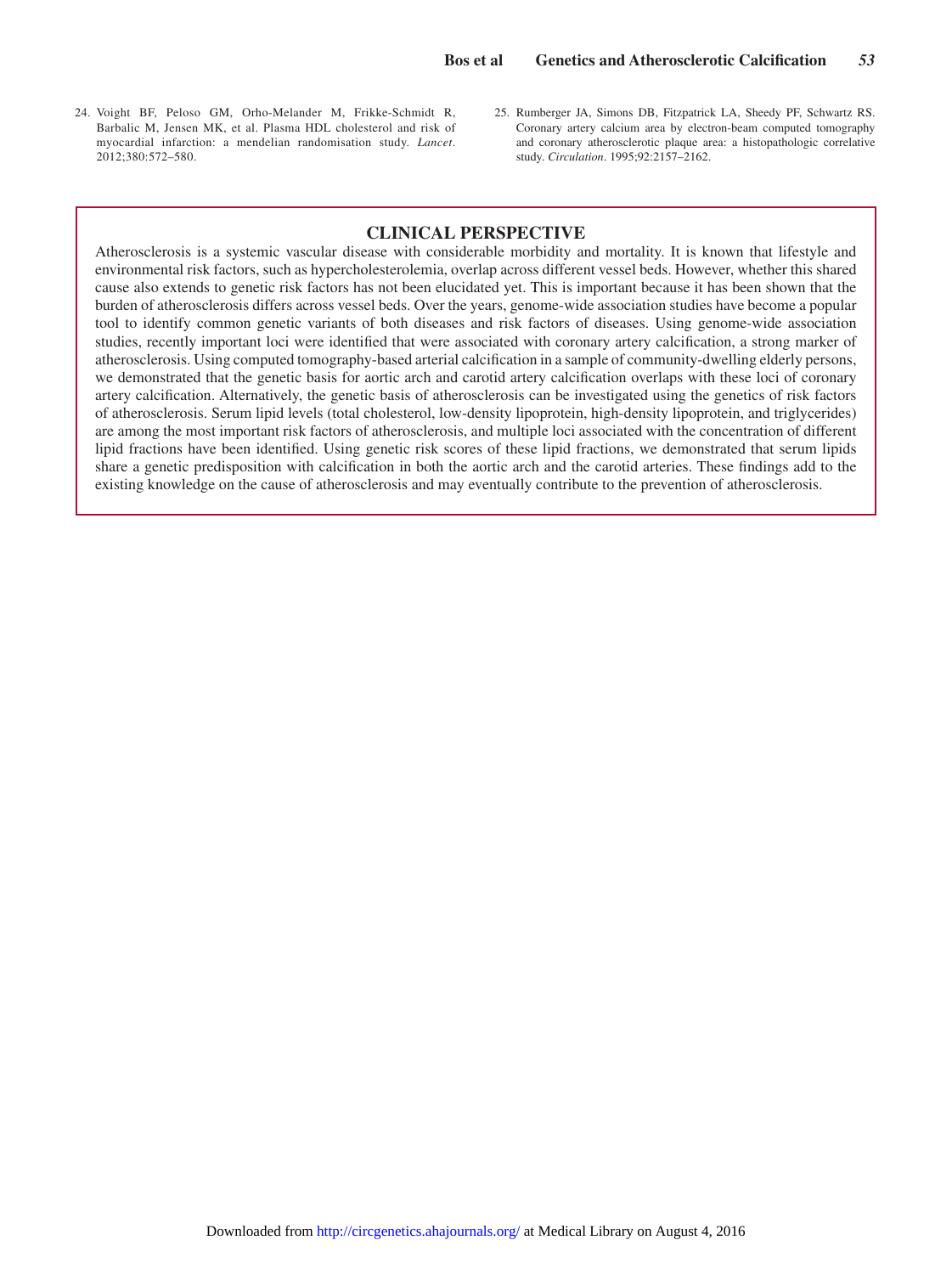24. Voight BF, Peloso GM, Orho-Melander M, Frikke-Schmidt R, Barbalic M, Jensen MK, et al. Plasma HDL cholesterol and risk of myocardial infarction: a mendelian randomisation study. *Lancet*. 2012;380:572–580.
25. Rumberger JA, Simons DB, Fitzpatrick LA, Sheedy PF, Schwartz RS. Coronary artery calcium area by electron-beam computed tomography and coronary atherosclerotic plaque area: a histopathologic correlative study. *Circulation*. 1995;92:2157–2162.

## CLINICAL PERSPECTIVE

Atherosclerosis is a systemic vascular disease with considerable morbidity and mortality. It is known that lifestyle and environmental risk factors, such as hypercholesterolemia, overlap across different vessel beds. However, whether this shared cause also extends to genetic risk factors has not been elucidated yet. This is important because it has been shown that the burden of atherosclerosis differs across vessel beds. Over the years, genome-wide association studies have become a popular tool to identify common genetic variants of both diseases and risk factors of diseases. Using genome-wide association studies, recently important loci were identified that were associated with coronary artery calcification, a strong marker of atherosclerosis. Using computed tomography-based arterial calcification in a sample of community-dwelling elderly persons, we demonstrated that the genetic basis for aortic arch and carotid artery calcification overlaps with these loci of coronary artery calcification. Alternatively, the genetic basis of atherosclerosis can be investigated using the genetics of risk factors of atherosclerosis. Serum lipid levels (total cholesterol, low-density lipoprotein, high-density lipoprotein, and triglycerides) are among the most important risk factors of atherosclerosis, and multiple loci associated with the concentration of different lipid fractions have been identified. Using genetic risk scores of these lipid fractions, we demonstrated that serum lipids share a genetic predisposition with calcification in both the aortic arch and the carotid arteries. These findings add to the existing knowledge on the cause of atherosclerosis and may eventually contribute to the prevention of atherosclerosis.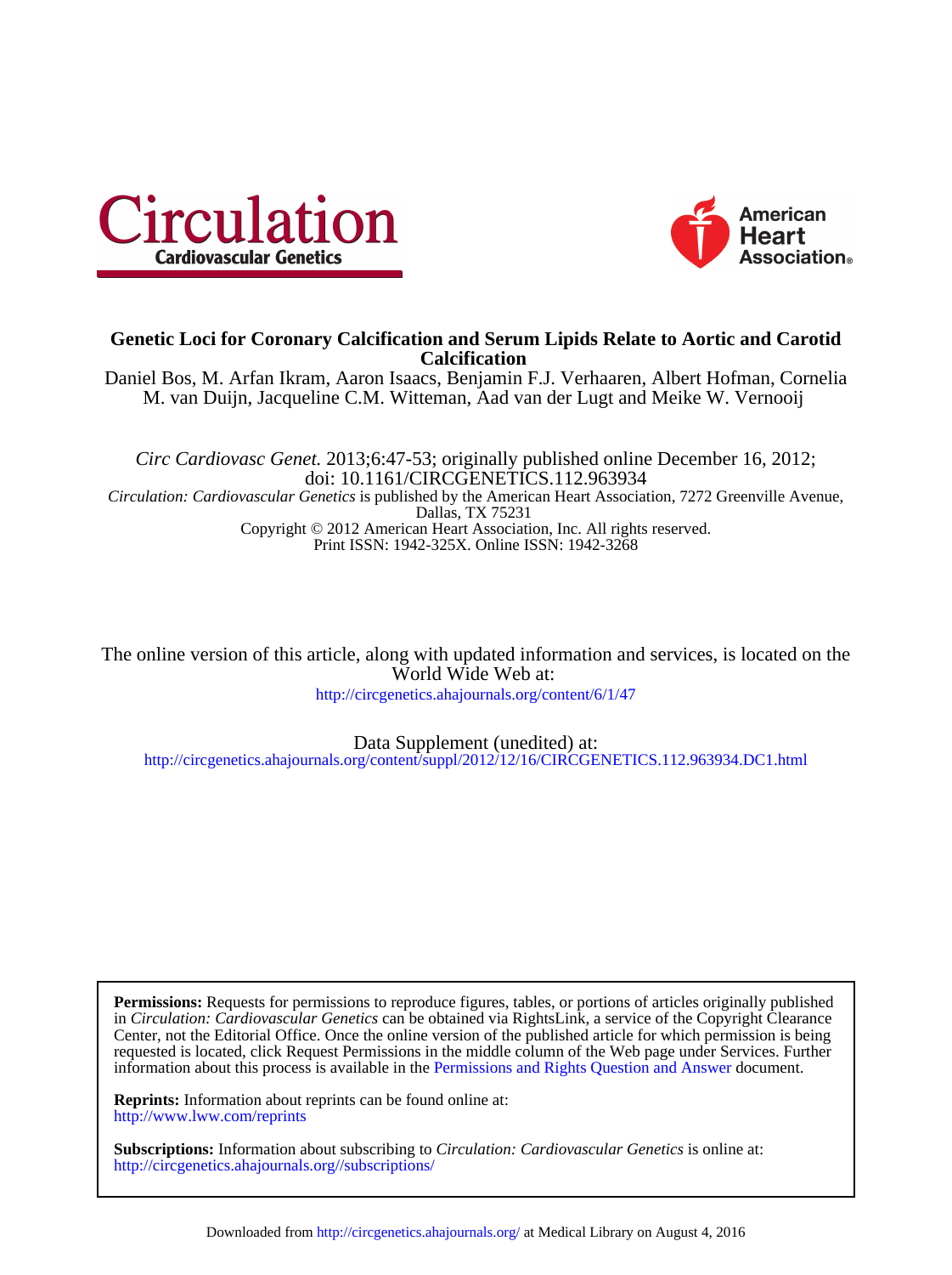# Genetic Loci for Coronary Calcification and Serum Lipids Relate to Aortic and Carotid Calcification

Daniel Bos, M. Arfan Ikram, Aaron Isaacs, Benjamin F.J. Verhaaren, Albert Hofman, Cornelia M. van Duijn, Jacqueline C.M. Witteman, Aad van der Lugt and Meike W. Vernooij

*Circ Cardiovasc Genet.* 2013;6:47-53; originally published online December 16, 2012;
doi: 10.1161/CIRCGENETICS.112.963934

*Circulation: Cardiovascular Genetics* is published by the American Heart Association, 7272 Greenville Avenue, Dallas, TX 75231

Copyright © 2012 American Heart Association, Inc. All rights reserved.

Print ISSN: 1942-325X. Online ISSN: 1942-3268

The online version of this article, along with updated information and services, is located on the World Wide Web at:

http://circgenetics.ahajournals.org/content/6/1/47

Data Supplement (unedited) at:

http://circgenetics.ahajournals.org/content/suppl/2012/12/16/CIRCGENETICS.112.963934.DC1.html

**Permissions:** Requests for permissions to reproduce figures, tables, or portions of articles originally published in *Circulation: Cardiovascular Genetics* can be obtained via RightsLink, a service of the Copyright Clearance Center, not the Editorial Office. Once the online version of the published article for which permission is being requested is located, click Request Permissions in the middle column of the Web page under Services. Further information about this process is available in the Permissions and Rights Question and Answer document.

**Reprints:** Information about reprints can be found online at:
http://www.lww.com/reprints

**Subscriptions:** Information about subscribing to *Circulation: Cardiovascular Genetics* is online at:
http://circgenetics.ahajournals.org//subscriptions/

Downloaded from http://circgenetics.ahajournals.org/ at Medical Library on August 4, 2016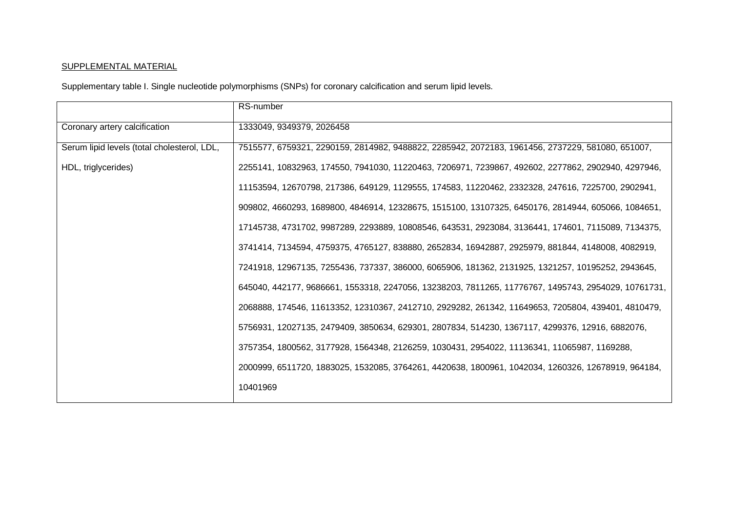SUPPLEMENTAL MATERIAL

Supplementary table I. Single nucleotide polymorphisms (SNPs) for coronary calcification and serum lipid levels.

| | RS-number |
|---|---|
| Coronary artery calcification | 1333049, 9349379, 2026458 |
| Serum lipid levels (total cholesterol, LDL, HDL, triglycerides) | 7515577, 6759321, 2290159, 2814982, 9488822, 2285942, 2072183, 1961456, 2737229, 581080, 651007, 2255141, 10832963, 174550, 7941030, 11220463, 7206971, 7239867, 492602, 2277862, 2902940, 4297946, 11153594, 12670798, 217386, 649129, 1129555, 174583, 11220462, 2332328, 247616, 7225700, 2902941, 909802, 4660293, 1689800, 4846914, 12328675, 1515100, 13107325, 6450176, 2814944, 605066, 1084651, 17145738, 4731702, 9987289, 2293889, 10808546, 643531, 2923084, 3136441, 174601, 7115089, 7134375, 3741414, 7134594, 4759375, 4765127, 838880, 2652834, 16942887, 2925979, 881844, 4148008, 4082919, 7241918, 12967135, 7255436, 737337, 386000, 6065906, 181362, 2131925, 1321257, 10195252, 2943645, 645040, 442177, 9686661, 1553318, 2247056, 13238203, 7811265, 11776767, 1495743, 2954029, 10761731, 2068888, 174546, 11613352, 12310367, 2412710, 2929282, 261342, 11649653, 7205804, 439401, 4810479, 5756931, 12027135, 2479409, 3850634, 629301, 2807834, 514230, 1367117, 4299376, 12916, 6882076, 3757354, 1800562, 3177928, 1564348, 2126259, 1030431, 2954022, 11136341, 11065987, 1169288, 2000999, 6511720, 1883025, 1532085, 3764261, 4420638, 1800961, 1042034, 1260326, 12678919, 964184, 10401969 |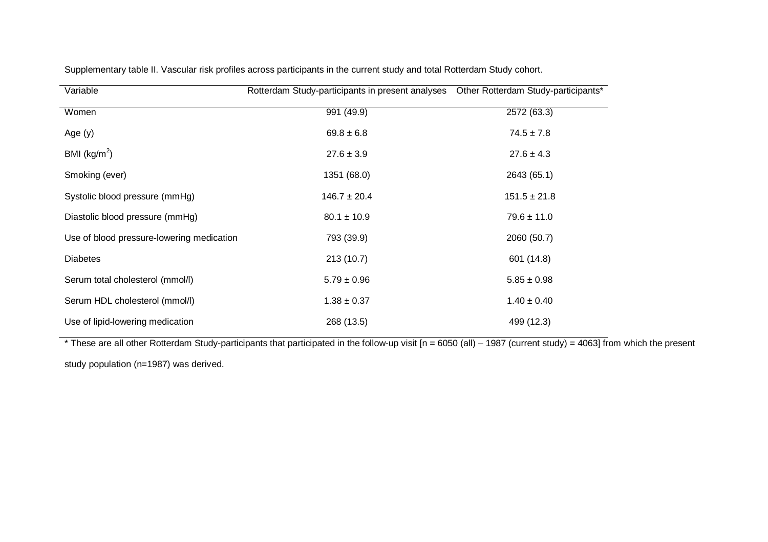Supplementary table II. Vascular risk profiles across participants in the current study and total Rotterdam Study cohort.

| Variable | Rotterdam Study-participants in present analyses | Other Rotterdam Study-participants* |
|---|---|---|
| Women | 991 (49.9) | 2572 (63.3) |
| Age (y) | 69.8 ± 6.8 | 74.5 ± 7.8 |
| BMI (kg/m$^2$) | 27.6 ± 3.9 | 27.6 ± 4.3 |
| Smoking (ever) | 1351 (68.0) | 2643 (65.1) |
| Systolic blood pressure (mmHg) | 146.7 ± 20.4 | 151.5 ± 21.8 |
| Diastolic blood pressure (mmHg) | 80.1 ± 10.9 | 79.6 ± 11.0 |
| Use of blood pressure-lowering medication | 793 (39.9) | 2060 (50.7) |
| Diabetes | 213 (10.7) | 601 (14.8) |
| Serum total cholesterol (mmol/l) | 5.79 ± 0.96 | 5.85 ± 0.98 |
| Serum HDL cholesterol (mmol/l) | 1.38 ± 0.37 | 1.40 ± 0.40 |
| Use of lipid-lowering medication | 268 (13.5) | 499 (12.3) |

* These are all other Rotterdam Study-participants that participated in the follow-up visit [n = 6050 (all) – 1987 (current study) = 4063] from which the present study population (n=1987) was derived.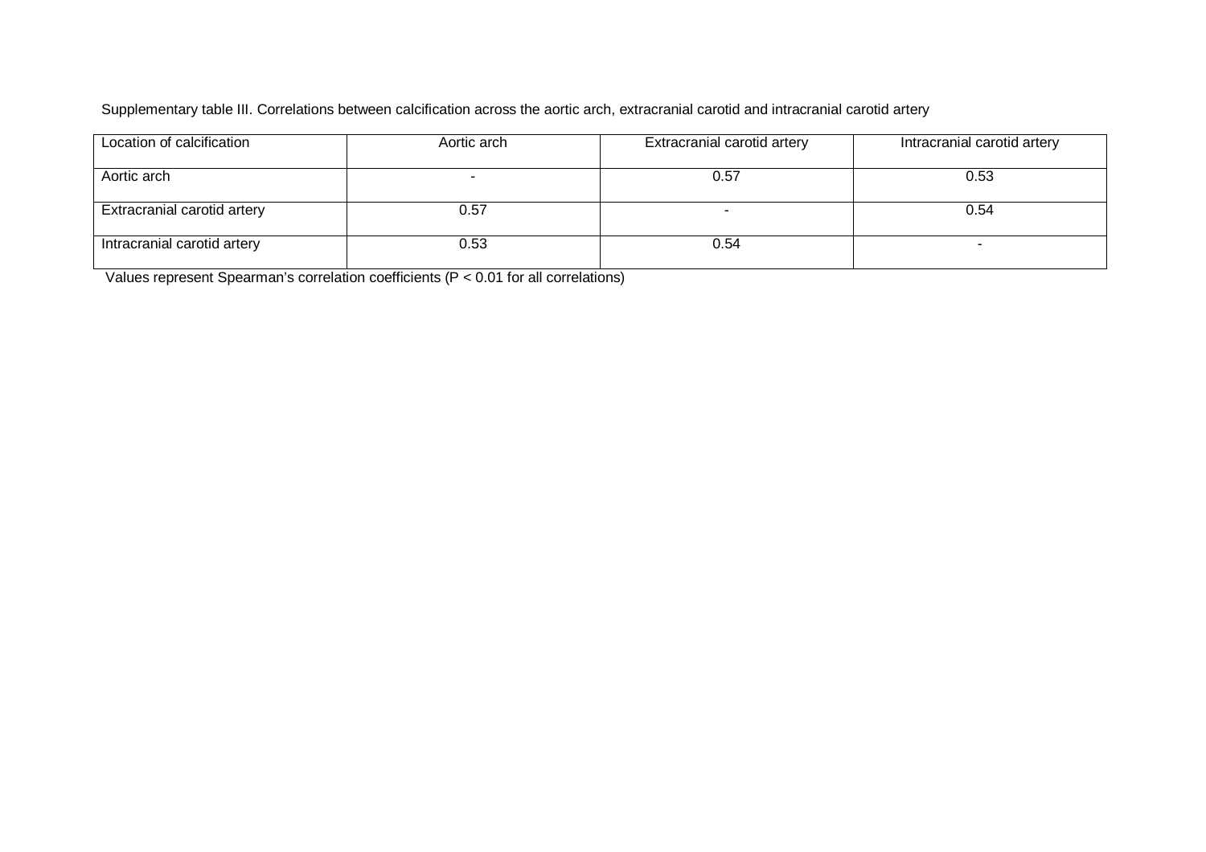Supplementary table III. Correlations between calcification across the aortic arch, extracranial carotid and intracranial carotid artery

| Location of calcification | Aortic arch | Extracranial carotid artery | Intracranial carotid artery |
|---|---|---|---|
| Aortic arch | - | 0.57 | 0.53 |
| Extracranial carotid artery | 0.57 | - | 0.54 |
| Intracranial carotid artery | 0.53 | 0.54 | - |

Values represent Spearman's correlation coefficients ($P < 0.01$ for all correlations)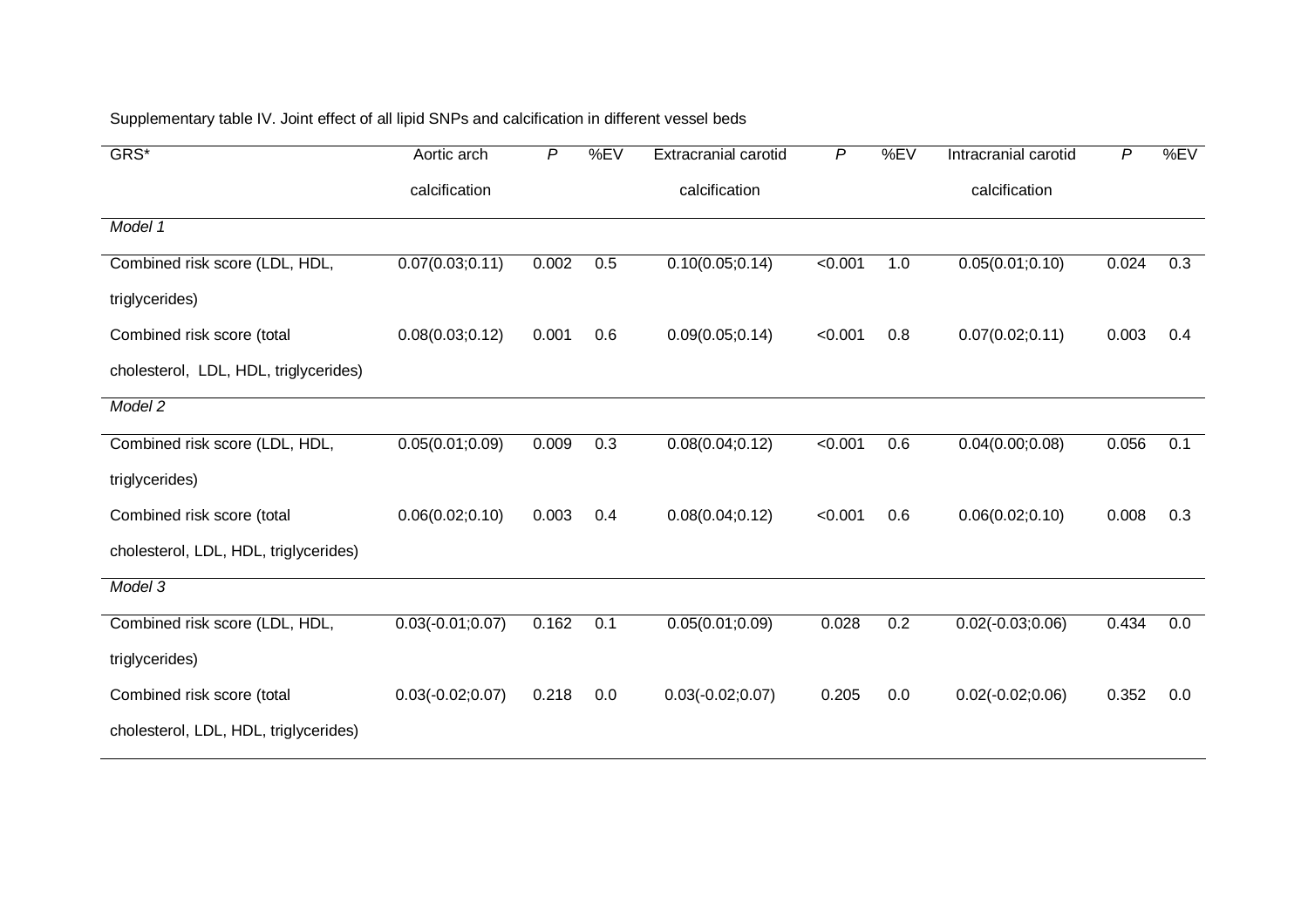Supplementary table IV. Joint effect of all lipid SNPs and calcification in different vessel beds

| GRS* | Aortic arch calcification | *P* | %EV | Extracranial carotid calcification | *P* | %EV | Intracranial carotid calcification | *P* | %EV |
|---|---|---|---|---|---|---|---|---|---|
| *Model 1* | | | | | | | | | |
| Combined risk score (LDL, HDL, triglycerides) | 0.07(0.03;0.11) | 0.002 | 0.5 | 0.10(0.05;0.14) | <0.001 | 1.0 | 0.05(0.01;0.10) | 0.024 | 0.3 |
| Combined risk score (total cholesterol, LDL, HDL, triglycerides) | 0.08(0.03;0.12) | 0.001 | 0.6 | 0.09(0.05;0.14) | <0.001 | 0.8 | 0.07(0.02;0.11) | 0.003 | 0.4 |
| *Model 2* | | | | | | | | | |
| Combined risk score (LDL, HDL, triglycerides) | 0.05(0.01;0.09) | 0.009 | 0.3 | 0.08(0.04;0.12) | <0.001 | 0.6 | 0.04(0.00;0.08) | 0.056 | 0.1 |
| Combined risk score (total cholesterol, LDL, HDL, triglycerides) | 0.06(0.02;0.10) | 0.003 | 0.4 | 0.08(0.04;0.12) | <0.001 | 0.6 | 0.06(0.02;0.10) | 0.008 | 0.3 |
| *Model 3* | | | | | | | | | |
| Combined risk score (LDL, HDL, triglycerides) | 0.03(-0.01;0.07) | 0.162 | 0.1 | 0.05(0.01;0.09) | 0.028 | 0.2 | 0.02(-0.03;0.06) | 0.434 | 0.0 |
| Combined risk score (total cholesterol, LDL, HDL, triglycerides) | 0.03(-0.02;0.07) | 0.218 | 0.0 | 0.03(-0.02;0.07) | 0.205 | 0.0 | 0.02(-0.02;0.06) | 0.352 | 0.0 |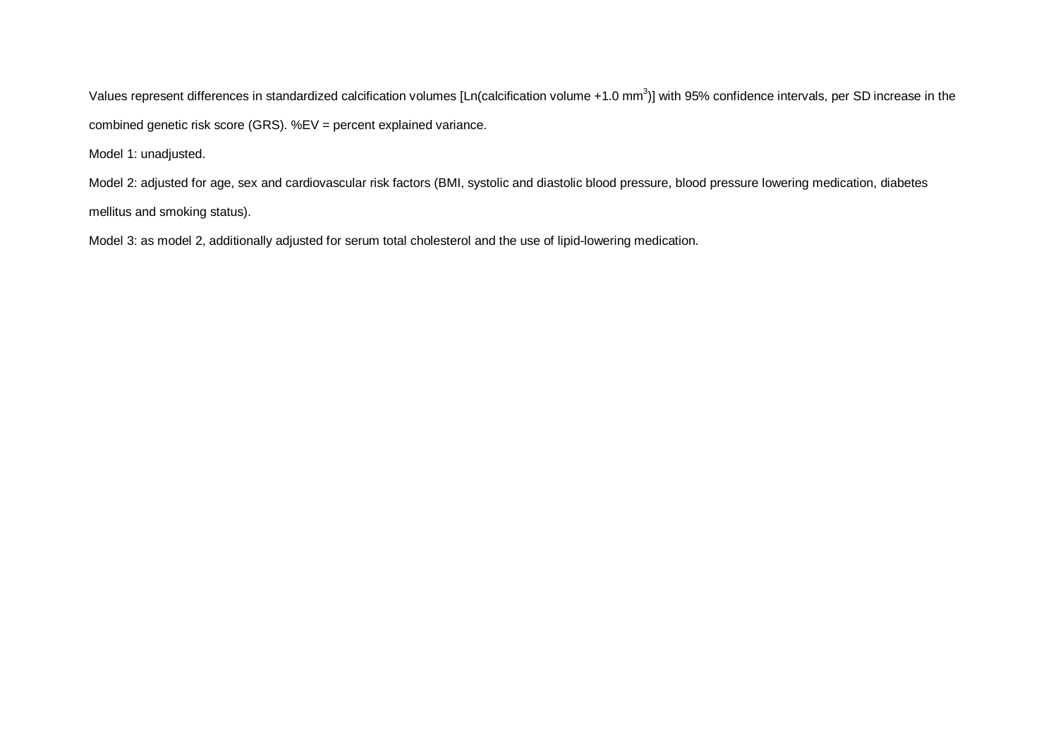Values represent differences in standardized calcification volumes [Ln(calcification volume +1.0 $mm^3$)] with 95% confidence intervals, per SD increase in the combined genetic risk score (GRS). %EV = percent explained variance.

Model 1: unadjusted.

Model 2: adjusted for age, sex and cardiovascular risk factors (BMI, systolic and diastolic blood pressure, blood pressure lowering medication, diabetes mellitus and smoking status).

Model 3: as model 2, additionally adjusted for serum total cholesterol and the use of lipid-lowering medication.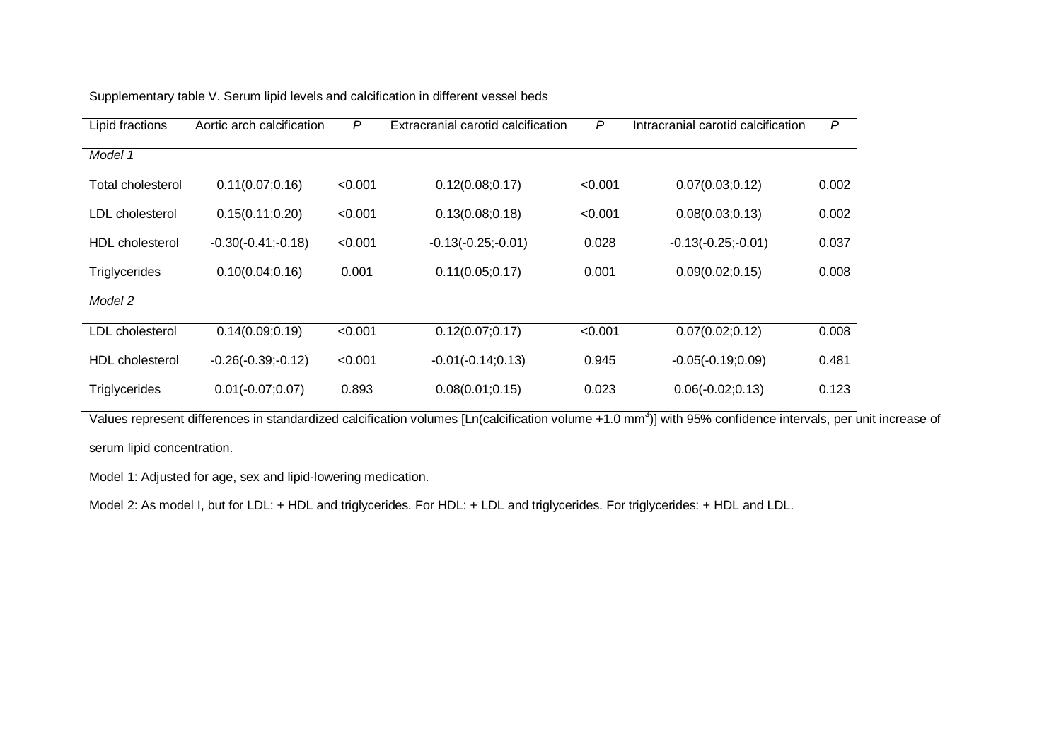Supplementary table V. Serum lipid levels and calcification in different vessel beds

| Lipid fractions | Aortic arch calcification | *P* | Extracranial carotid calcification | *P* | Intracranial carotid calcification | *P* |
|---|---|---|---|---|---|---|
| *Model 1* | | | | | | |
| Total cholesterol | 0.11(0.07;0.16) | <0.001 | 0.12(0.08;0.17) | <0.001 | 0.07(0.03;0.12) | 0.002 |
| LDL cholesterol | 0.15(0.11;0.20) | <0.001 | 0.13(0.08;0.18) | <0.001 | 0.08(0.03;0.13) | 0.002 |
| HDL cholesterol | -0.30(-0.41;-0.18) | <0.001 | -0.13(-0.25;-0.01) | 0.028 | -0.13(-0.25;-0.01) | 0.037 |
| Triglycerides | 0.10(0.04;0.16) | 0.001 | 0.11(0.05;0.17) | 0.001 | 0.09(0.02;0.15) | 0.008 |
| *Model 2* | | | | | | |
| LDL cholesterol | 0.14(0.09;0.19) | <0.001 | 0.12(0.07;0.17) | <0.001 | 0.07(0.02;0.12) | 0.008 |
| HDL cholesterol | -0.26(-0.39;-0.12) | <0.001 | -0.01(-0.14;0.13) | 0.945 | -0.05(-0.19;0.09) | 0.481 |
| Triglycerides | 0.01(-0.07;0.07) | 0.893 | 0.08(0.01;0.15) | 0.023 | 0.06(-0.02;0.13) | 0.123 |

Values represent differences in standardized calcification volumes [Ln(calcification volume +1.0 $mm^3$)] with 95% confidence intervals, per unit increase of serum lipid concentration.

Model 1: Adjusted for age, sex and lipid-lowering medication.

Model 2: As model I, but for LDL: + HDL and triglycerides. For HDL: + LDL and triglycerides. For triglycerides: + HDL and LDL.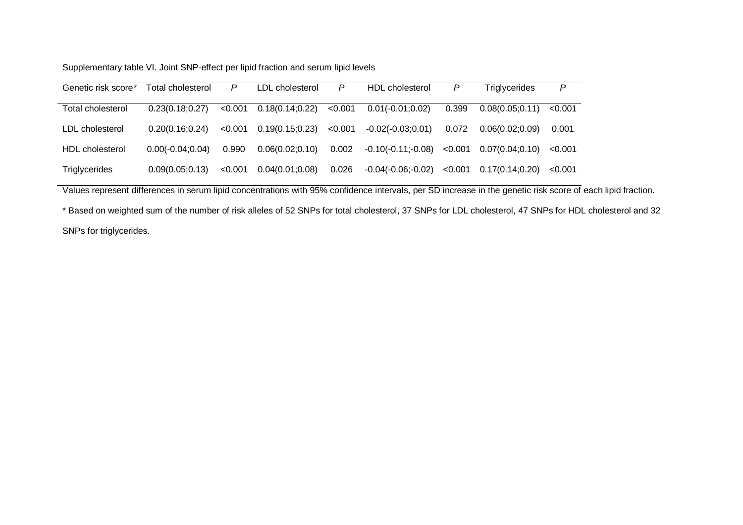Supplementary table VI. Joint SNP-effect per lipid fraction and serum lipid levels

| Genetic risk score* | Total cholesterol | *P* | LDL cholesterol | *P* | HDL cholesterol | *P* | Triglycerides | *P* |
|---|---|---|---|---|---|---|---|---|
| Total cholesterol | 0.23(0.18;0.27) | <0.001 | 0.18(0.14;0.22) | <0.001 | 0.01(-0.01;0.02) | 0.399 | 0.08(0.05;0.11) | <0.001 |
| LDL cholesterol | 0.20(0.16;0.24) | <0.001 | 0.19(0.15;0.23) | <0.001 | -0.02(-0.03;0.01) | 0.072 | 0.06(0.02;0.09) | 0.001 |
| HDL cholesterol | 0.00(-0.04;0.04) | 0.990 | 0.06(0.02;0.10) | 0.002 | -0.10(-0.11;-0.08) | <0.001 | 0.07(0.04;0.10) | <0.001 |
| Triglycerides | 0.09(0.05;0.13) | <0.001 | 0.04(0.01;0.08) | 0.026 | -0.04(-0.06;-0.02) | <0.001 | 0.17(0.14;0.20) | <0.001 |

Values represent differences in serum lipid concentrations with 95% confidence intervals, per SD increase in the genetic risk score of each lipid fraction.

* Based on weighted sum of the number of risk alleles of 52 SNPs for total cholesterol, 37 SNPs for LDL cholesterol, 47 SNPs for HDL cholesterol and 32 SNPs for triglycerides.